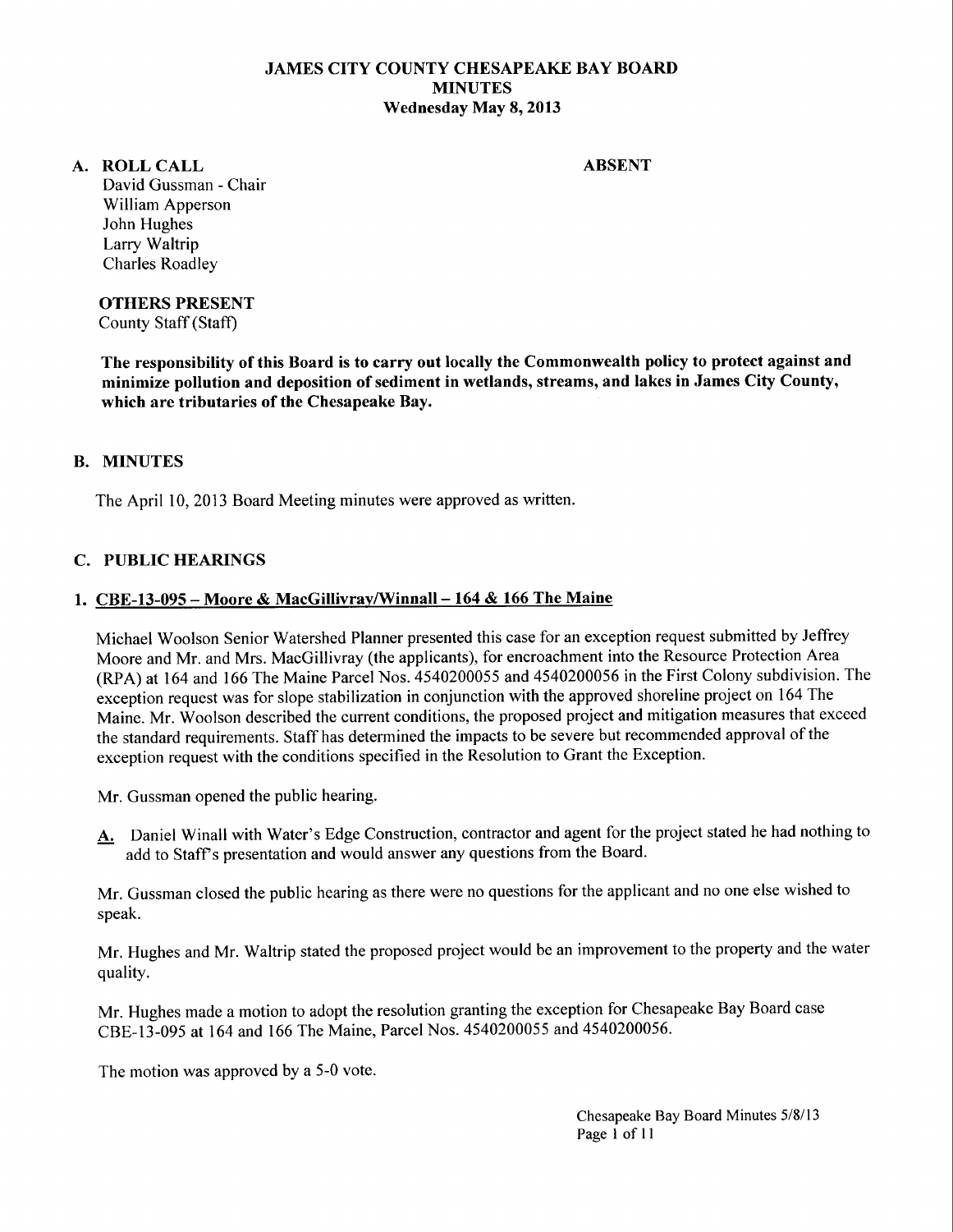# JAMES CITY COUNTY CHESAPEAKE BAY BOARD
## MINUTES
### Wednesday May 8, 2013

**A. ROLL CALL**

David Gussman - Chair
William Apperson
John Hughes
Larry Waltrip
Charles Roadley

**ABSENT**

**OTHERS PRESENT**
County Staff (Staff)

**The responsibility of this Board is to carry out locally the Commonwealth policy to protect against and minimize pollution and deposition of sediment in wetlands, streams, and lakes in James City County, which are tributaries of the Chesapeake Bay.**

**B. MINUTES**

The April 10, 2013 Board Meeting minutes were approved as written.

**C. PUBLIC HEARINGS**

**1. <u>CBE-13-095 – Moore & MacGillivray/Winnall – 164 & 166 The Maine</u>**

Michael Woolson Senior Watershed Planner presented this case for an exception request submitted by Jeffrey Moore and Mr. and Mrs. MacGillivray (the applicants), for encroachment into the Resource Protection Area (RPA) at 164 and 166 The Maine Parcel Nos. 4540200055 and 4540200056 in the First Colony subdivision. The exception request was for slope stabilization in conjunction with the approved shoreline project on 164 The Maine. Mr. Woolson described the current conditions, the proposed project and mitigation measures that exceed the standard requirements. Staff has determined the impacts to be severe but recommended approval of the exception request with the conditions specified in the Resolution to Grant the Exception.

Mr. Gussman opened the public hearing.

<u>A.</u> Daniel Winall with Water's Edge Construction, contractor and agent for the project stated he had nothing to add to Staff's presentation and would answer any questions from the Board.

Mr. Gussman closed the public hearing as there were no questions for the applicant and no one else wished to speak.

Mr. Hughes and Mr. Waltrip stated the proposed project would be an improvement to the property and the water quality.

Mr. Hughes made a motion to adopt the resolution granting the exception for Chesapeake Bay Board case CBE-13-095 at 164 and 166 The Maine, Parcel Nos. 4540200055 and 4540200056.

The motion was approved by a 5-0 vote.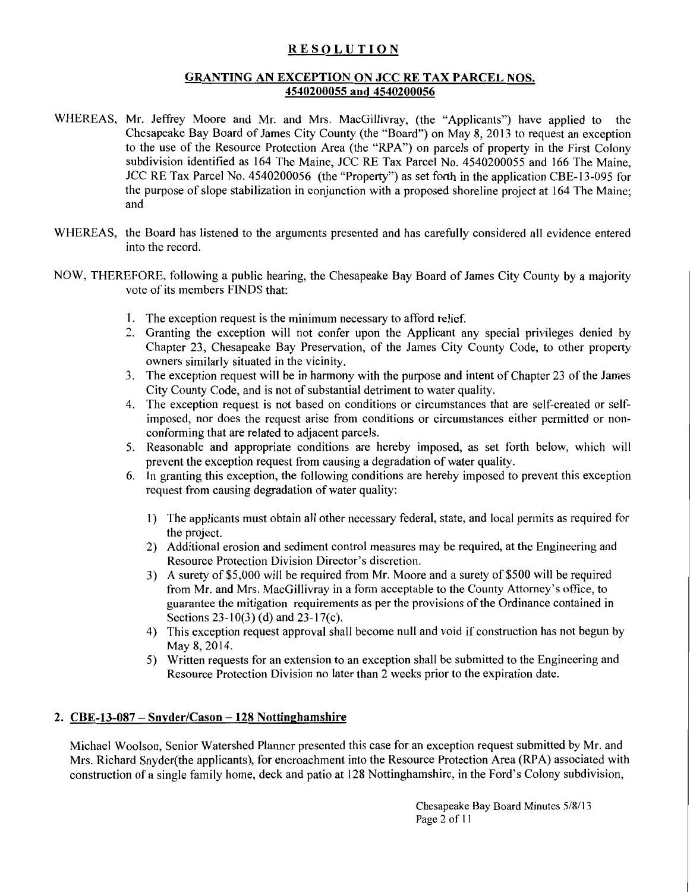## RESOLUTION

### GRANTING AN EXCEPTION ON JCC RE TAX PARCEL NOS. 4540200055 and 4540200056

WHEREAS, Mr. Jeffrey Moore and Mr. and Mrs. MacGillivray, (the "Applicants") have applied to the Chesapeake Bay Board of James City County (the "Board") on May 8, 2013 to request an exception to the use of the Resource Protection Area (the "RPA") on parcels of property in the First Colony subdivision identified as 164 The Maine, JCC RE Tax Parcel No. 4540200055 and 166 The Maine, JCC RE Tax Parcel No. 4540200056 (the "Property") as set forth in the application CBE-13-095 for the purpose of slope stabilization in conjunction with a proposed shoreline project at 164 The Maine; and

WHEREAS, the Board has listened to the arguments presented and has carefully considered all evidence entered into the record.

NOW, THEREFORE, following a public hearing, the Chesapeake Bay Board of James City County by a majority vote of its members FINDS that:

1. The exception request is the minimum necessary to afford relief.
2. Granting the exception will not confer upon the Applicant any special privileges denied by Chapter 23, Chesapeake Bay Preservation, of the James City County Code, to other property owners similarly situated in the vicinity.
3. The exception request will be in harmony with the purpose and intent of Chapter 23 of the James City County Code, and is not of substantial detriment to water quality.
4. The exception request is not based on conditions or circumstances that are self-created or self-imposed, nor does the request arise from conditions or circumstances either permitted or non-conforming that are related to adjacent parcels.
5. Reasonable and appropriate conditions are hereby imposed, as set forth below, which will prevent the exception request from causing a degradation of water quality.
6. In granting this exception, the following conditions are hereby imposed to prevent this exception request from causing degradation of water quality:

    1) The applicants must obtain all other necessary federal, state, and local permits as required for the project.
    2) Additional erosion and sediment control measures may be required, at the Engineering and Resource Protection Division Director's discretion.
    3) A surety of $5,000 will be required from Mr. Moore and a surety of $500 will be required from Mr. and Mrs. MacGillivray in a form acceptable to the County Attorney's office, to guarantee the mitigation requirements as per the provisions of the Ordinance contained in Sections 23-10(3) (d) and 23-17(c).
    4) This exception request approval shall become null and void if construction has not begun by May 8, 2014.
    5) Written requests for an extension to an exception shall be submitted to the Engineering and Resource Protection Division no later than 2 weeks prior to the expiration date.

## 2. CBE-13-087 – Snyder/Cason – 128 Nottinghamshire

Michael Woolson, Senior Watershed Planner presented this case for an exception request submitted by Mr. and Mrs. Richard Snyder(the applicants), for encroachment into the Resource Protection Area (RPA) associated with construction of a single family home, deck and patio at 128 Nottinghamshire, in the Ford's Colony subdivision,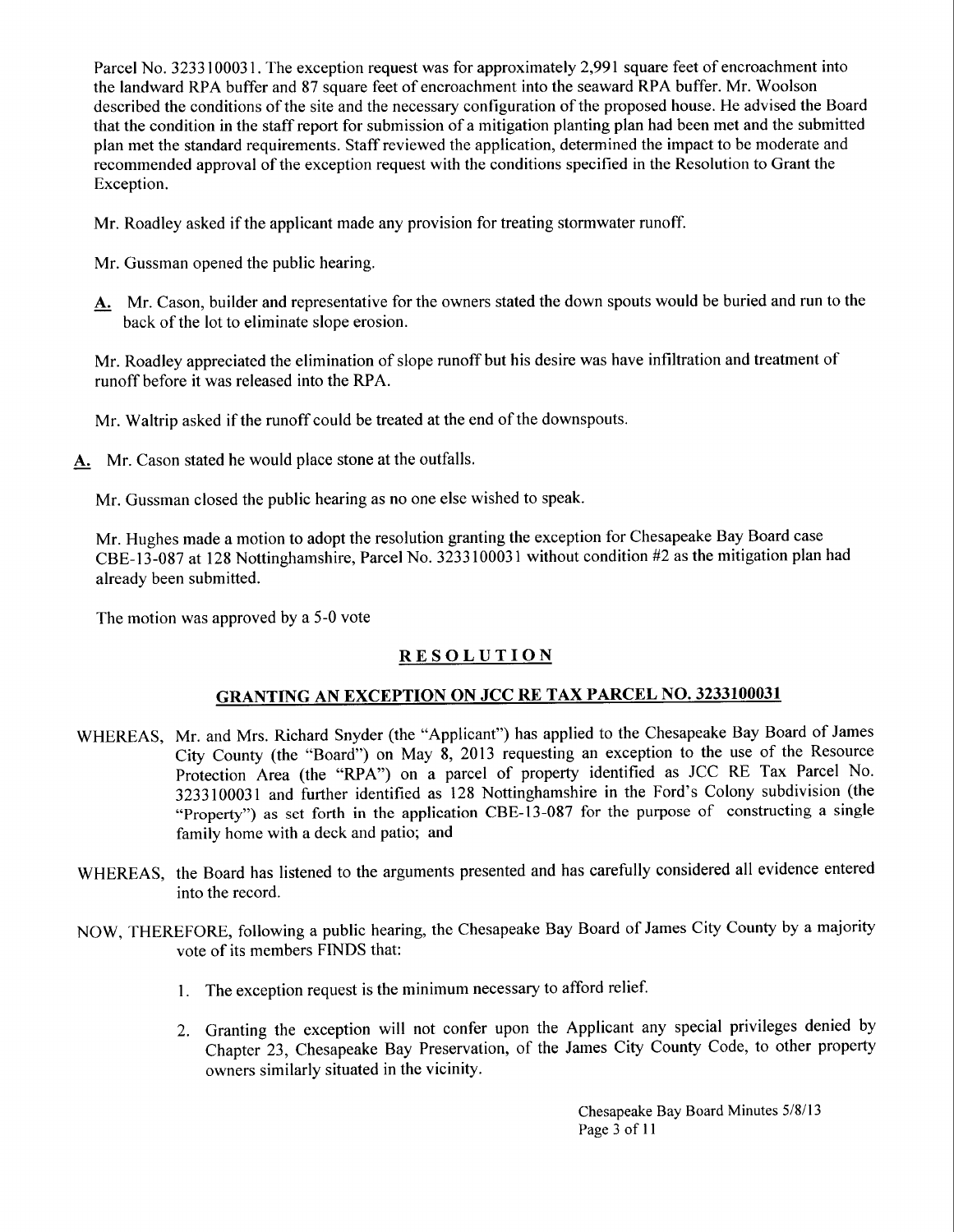Parcel No. 3233100031. The exception request was for approximately 2,991 square feet of encroachment into the landward RPA buffer and 87 square feet of encroachment into the seaward RPA buffer. Mr. Woolson described the conditions of the site and the necessary configuration of the proposed house. He advised the Board that the condition in the staff report for submission of a mitigation planting plan had been met and the submitted plan met the standard requirements. Staff reviewed the application, determined the impact to be moderate and recommended approval of the exception request with the conditions specified in the Resolution to Grant the Exception.

Mr. Roadley asked if the applicant made any provision for treating stormwater runoff.

Mr. Gussman opened the public hearing.

**A.** Mr. Cason, builder and representative for the owners stated the down spouts would be buried and run to the back of the lot to eliminate slope erosion.

Mr. Roadley appreciated the elimination of slope runoff but his desire was have infiltration and treatment of runoff before it was released into the RPA.

Mr. Waltrip asked if the runoff could be treated at the end of the downspouts.

**A.** Mr. Cason stated he would place stone at the outfalls.

Mr. Gussman closed the public hearing as no one else wished to speak.

Mr. Hughes made a motion to adopt the resolution granting the exception for Chesapeake Bay Board case CBE-13-087 at 128 Nottinghamshire, Parcel No. 3233100031 without condition #2 as the mitigation plan had already been submitted.

The motion was approved by a 5-0 vote

## RESOLUTION

## GRANTING AN EXCEPTION ON JCC RE TAX PARCEL NO. 3233100031

WHEREAS, Mr. and Mrs. Richard Snyder (the "Applicant") has applied to the Chesapeake Bay Board of James City County (the "Board") on May 8, 2013 requesting an exception to the use of the Resource Protection Area (the "RPA") on a parcel of property identified as JCC RE Tax Parcel No. 3233100031 and further identified as 128 Nottinghamshire in the Ford's Colony subdivision (the "Property") as set forth in the application CBE-13-087 for the purpose of constructing a single family home with a deck and patio; and

WHEREAS, the Board has listened to the arguments presented and has carefully considered all evidence entered into the record.

NOW, THEREFORE, following a public hearing, the Chesapeake Bay Board of James City County by a majority vote of its members FINDS that:

1. The exception request is the minimum necessary to afford relief.
2. Granting the exception will not confer upon the Applicant any special privileges denied by Chapter 23, Chesapeake Bay Preservation, of the James City County Code, to other property owners similarly situated in the vicinity.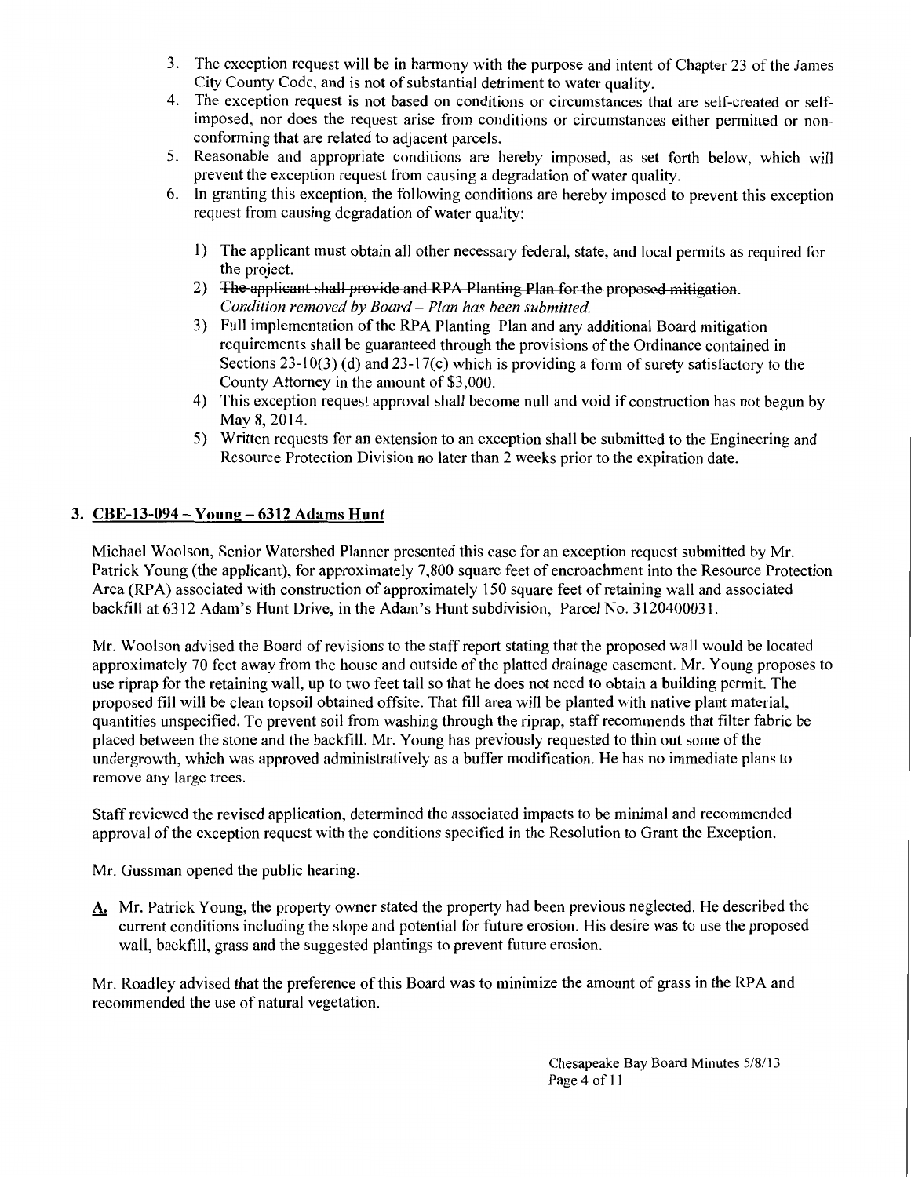3. The exception request will be in harmony with the purpose and intent of Chapter 23 of the James City County Code, and is not of substantial detriment to water quality.
4. The exception request is not based on conditions or circumstances that are self-created or self-imposed, nor does the request arise from conditions or circumstances either permitted or non-conforming that are related to adjacent parcels.
5. Reasonable and appropriate conditions are hereby imposed, as set forth below, which will prevent the exception request from causing a degradation of water quality.
6. In granting this exception, the following conditions are hereby imposed to prevent this exception request from causing degradation of water quality:

   1) The applicant must obtain all other necessary federal, state, and local permits as required for the project.
   2) ~~The applicant shall provide and RPA Planting Plan for the proposed mitigation.~~ *Condition removed by Board – Plan has been submitted.*
   3) Full implementation of the RPA Planting Plan and any additional Board mitigation requirements shall be guaranteed through the provisions of the Ordinance contained in Sections 23-10(3) (d) and 23-17(c) which is providing a form of surety satisfactory to the County Attorney in the amount of $3,000.
   4) This exception request approval shall become null and void if construction has not begun by May 8, 2014.
   5) Written requests for an extension to an exception shall be submitted to the Engineering and Resource Protection Division no later than 2 weeks prior to the expiration date.

### 3. CBE-13-094 – Young – 6312 Adams Hunt

Michael Woolson, Senior Watershed Planner presented this case for an exception request submitted by Mr. Patrick Young (the applicant), for approximately 7,800 square feet of encroachment into the Resource Protection Area (RPA) associated with construction of approximately 150 square feet of retaining wall and associated backfill at 6312 Adam's Hunt Drive, in the Adam's Hunt subdivision, Parcel No. 3120400031.

Mr. Woolson advised the Board of revisions to the staff report stating that the proposed wall would be located approximately 70 feet away from the house and outside of the platted drainage easement. Mr. Young proposes to use riprap for the retaining wall, up to two feet tall so that he does not need to obtain a building permit. The proposed fill will be clean topsoil obtained offsite. That fill area will be planted with native plant material, quantities unspecified. To prevent soil from washing through the riprap, staff recommends that filter fabric be placed between the stone and the backfill. Mr. Young has previously requested to thin out some of the undergrowth, which was approved administratively as a buffer modification. He has no immediate plans to remove any large trees.

Staff reviewed the revised application, determined the associated impacts to be minimal and recommended approval of the exception request with the conditions specified in the Resolution to Grant the Exception.

Mr. Gussman opened the public hearing.

**A.** Mr. Patrick Young, the property owner stated the property had been previous neglected. He described the current conditions including the slope and potential for future erosion. His desire was to use the proposed wall, backfill, grass and the suggested plantings to prevent future erosion.

Mr. Roadley advised that the preference of this Board was to minimize the amount of grass in the RPA and recommended the use of natural vegetation.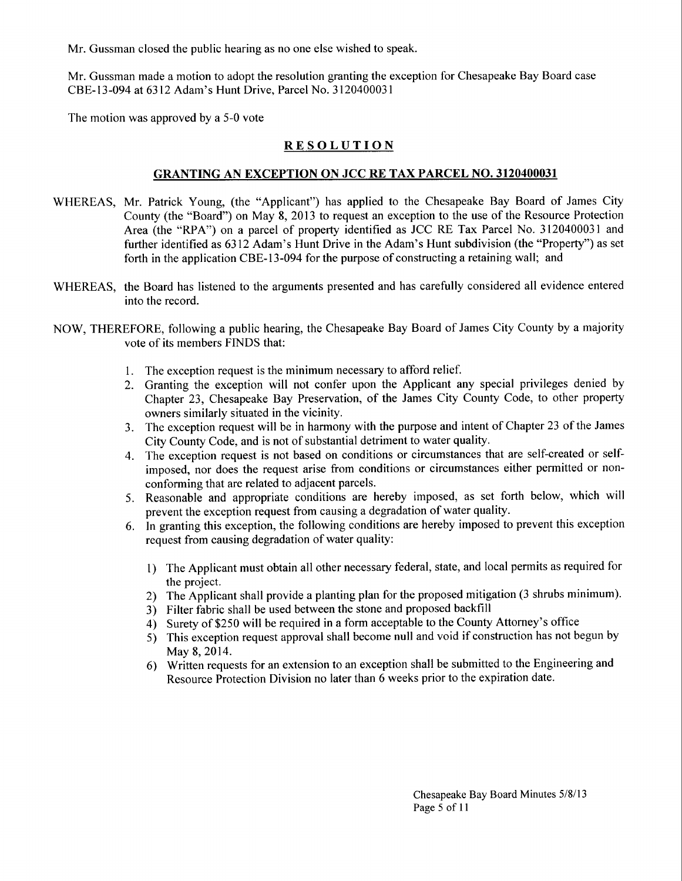Mr. Gussman closed the public hearing as no one else wished to speak.

Mr. Gussman made a motion to adopt the resolution granting the exception for Chesapeake Bay Board case CBE-13-094 at 6312 Adam's Hunt Drive, Parcel No. 3120400031

The motion was approved by a 5-0 vote

## RESOLUTION

### GRANTING AN EXCEPTION ON JCC RE TAX PARCEL NO. 3120400031

WHEREAS, Mr. Patrick Young, (the "Applicant") has applied to the Chesapeake Bay Board of James City County (the "Board") on May 8, 2013 to request an exception to the use of the Resource Protection Area (the "RPA") on a parcel of property identified as JCC RE Tax Parcel No. 3120400031 and further identified as 6312 Adam's Hunt Drive in the Adam's Hunt subdivision (the "Property") as set forth in the application CBE-13-094 for the purpose of constructing a retaining wall; and

WHEREAS, the Board has listened to the arguments presented and has carefully considered all evidence entered into the record.

NOW, THEREFORE, following a public hearing, the Chesapeake Bay Board of James City County by a majority vote of its members FINDS that:

1. The exception request is the minimum necessary to afford relief.
2. Granting the exception will not confer upon the Applicant any special privileges denied by Chapter 23, Chesapeake Bay Preservation, of the James City County Code, to other property owners similarly situated in the vicinity.
3. The exception request will be in harmony with the purpose and intent of Chapter 23 of the James City County Code, and is not of substantial detriment to water quality.
4. The exception request is not based on conditions or circumstances that are self-created or self-imposed, nor does the request arise from conditions or circumstances either permitted or non-conforming that are related to adjacent parcels.
5. Reasonable and appropriate conditions are hereby imposed, as set forth below, which will prevent the exception request from causing a degradation of water quality.
6. In granting this exception, the following conditions are hereby imposed to prevent this exception request from causing degradation of water quality:

   1) The Applicant must obtain all other necessary federal, state, and local permits as required for the project.
   2) The Applicant shall provide a planting plan for the proposed mitigation (3 shrubs minimum).
   3) Filter fabric shall be used between the stone and proposed backfill
   4) Surety of $250 will be required in a form acceptable to the County Attorney's office
   5) This exception request approval shall become null and void if construction has not begun by May 8, 2014.
   6) Written requests for an extension to an exception shall be submitted to the Engineering and Resource Protection Division no later than 6 weeks prior to the expiration date.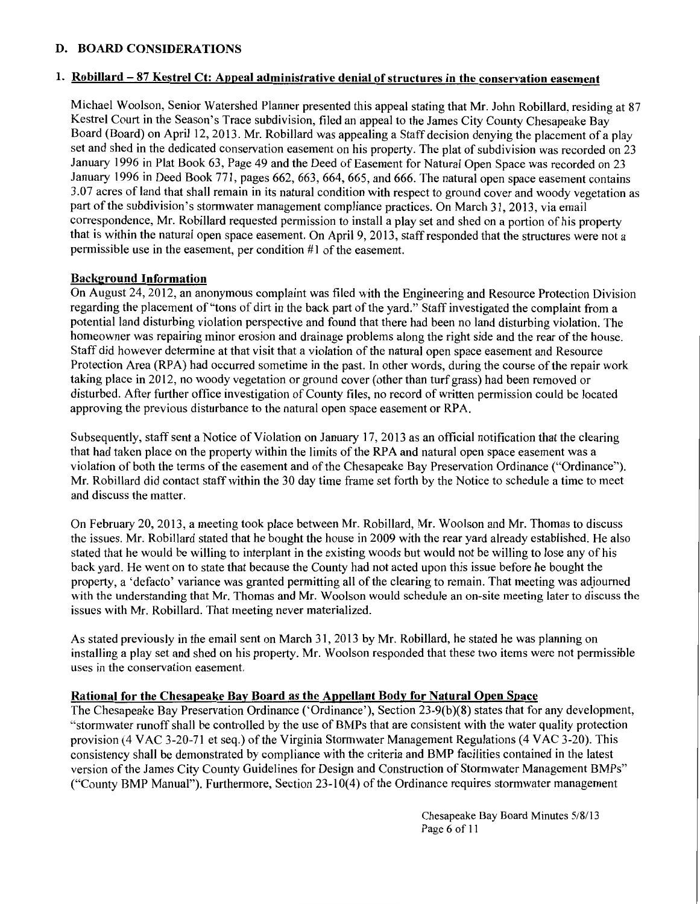## D. BOARD CONSIDERATIONS

### 1. Robillard – 87 Kestrel Ct: Appeal administrative denial of structures in the conservation easement

Michael Woolson, Senior Watershed Planner presented this appeal stating that Mr. John Robillard, residing at 87 Kestrel Court in the Season's Trace subdivision, filed an appeal to the James City County Chesapeake Bay Board (Board) on April 12, 2013. Mr. Robillard was appealing a Staff decision denying the placement of a play set and shed in the dedicated conservation easement on his property. The plat of subdivision was recorded on 23 January 1996 in Plat Book 63, Page 49 and the Deed of Easement for Natural Open Space was recorded on 23 January 1996 in Deed Book 771, pages 662, 663, 664, 665, and 666. The natural open space easement contains 3.07 acres of land that shall remain in its natural condition with respect to ground cover and woody vegetation as part of the subdivision's stormwater management compliance practices. On March 31, 2013, via email correspondence, Mr. Robillard requested permission to install a play set and shed on a portion of his property that is within the natural open space easement. On April 9, 2013, staff responded that the structures were not a permissible use in the easement, per condition #1 of the easement.

**Background Information**

On August 24, 2012, an anonymous complaint was filed with the Engineering and Resource Protection Division regarding the placement of "tons of dirt in the back part of the yard." Staff investigated the complaint from a potential land disturbing violation perspective and found that there had been no land disturbing violation. The homeowner was repairing minor erosion and drainage problems along the right side and the rear of the house. Staff did however determine at that visit that a violation of the natural open space easement and Resource Protection Area (RPA) had occurred sometime in the past. In other words, during the course of the repair work taking place in 2012, no woody vegetation or ground cover (other than turf grass) had been removed or disturbed. After further office investigation of County files, no record of written permission could be located approving the previous disturbance to the natural open space easement or RPA.

Subsequently, staff sent a Notice of Violation on January 17, 2013 as an official notification that the clearing that had taken place on the property within the limits of the RPA and natural open space easement was a violation of both the terms of the easement and of the Chesapeake Bay Preservation Ordinance ("Ordinance"). Mr. Robillard did contact staff within the 30 day time frame set forth by the Notice to schedule a time to meet and discuss the matter.

On February 20, 2013, a meeting took place between Mr. Robillard, Mr. Woolson and Mr. Thomas to discuss the issues. Mr. Robillard stated that he bought the house in 2009 with the rear yard already established. He also stated that he would be willing to interplant in the existing woods but would not be willing to lose any of his back yard. He went on to state that because the County had not acted upon this issue before he bought the property, a 'defacto' variance was granted permitting all of the clearing to remain. That meeting was adjourned with the understanding that Mr. Thomas and Mr. Woolson would schedule an on-site meeting later to discuss the issues with Mr. Robillard. That meeting never materialized.

As stated previously in the email sent on March 31, 2013 by Mr. Robillard, he stated he was planning on installing a play set and shed on his property. Mr. Woolson responded that these two items were not permissible uses in the conservation easement.

**Rational for the Chesapeake Bay Board as the Appellant Body for Natural Open Space**

The Chesapeake Bay Preservation Ordinance ('Ordinance'), Section 23-9(b)(8) states that for any development, "stormwater runoff shall be controlled by the use of BMPs that are consistent with the water quality protection provision (4 VAC 3-20-71 et seq.) of the Virginia Stormwater Management Regulations (4 VAC 3-20). This consistency shall be demonstrated by compliance with the criteria and BMP facilities contained in the latest version of the James City County Guidelines for Design and Construction of Stormwater Management BMPs" ("County BMP Manual"). Furthermore, Section 23-10(4) of the Ordinance requires stormwater management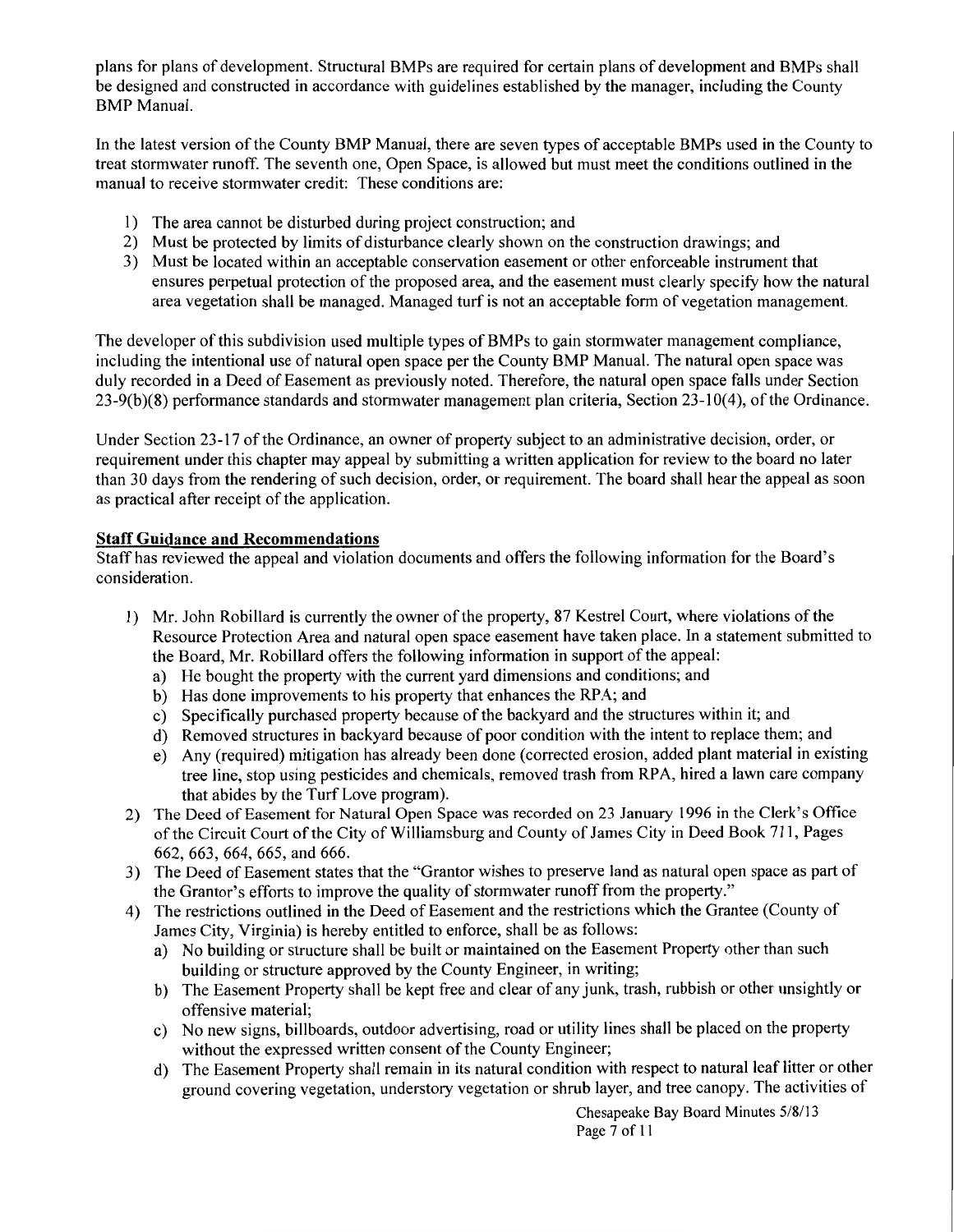plans for plans of development. Structural BMPs are required for certain plans of development and BMPs shall be designed and constructed in accordance with guidelines established by the manager, including the County BMP Manual.

In the latest version of the County BMP Manual, there are seven types of acceptable BMPs used in the County to treat stormwater runoff. The seventh one, Open Space, is allowed but must meet the conditions outlined in the manual to receive stormwater credit: These conditions are:

1) The area cannot be disturbed during project construction; and
2) Must be protected by limits of disturbance clearly shown on the construction drawings; and
3) Must be located within an acceptable conservation easement or other enforceable instrument that ensures perpetual protection of the proposed area, and the easement must clearly specify how the natural area vegetation shall be managed. Managed turf is not an acceptable form of vegetation management.

The developer of this subdivision used multiple types of BMPs to gain stormwater management compliance, including the intentional use of natural open space per the County BMP Manual. The natural open space was duly recorded in a Deed of Easement as previously noted. Therefore, the natural open space falls under Section 23-9(b)(8) performance standards and stormwater management plan criteria, Section 23-10(4), of the Ordinance.

Under Section 23-17 of the Ordinance, an owner of property subject to an administrative decision, order, or requirement under this chapter may appeal by submitting a written application for review to the board no later than 30 days from the rendering of such decision, order, or requirement. The board shall hear the appeal as soon as practical after receipt of the application.

**Staff Guidance and Recommendations**

Staff has reviewed the appeal and violation documents and offers the following information for the Board's consideration.

1) Mr. John Robillard is currently the owner of the property, 87 Kestrel Court, where violations of the Resource Protection Area and natural open space easement have taken place. In a statement submitted to the Board, Mr. Robillard offers the following information in support of the appeal:
   a) He bought the property with the current yard dimensions and conditions; and
   b) Has done improvements to his property that enhances the RPA; and
   c) Specifically purchased property because of the backyard and the structures within it; and
   d) Removed structures in backyard because of poor condition with the intent to replace them; and
   e) Any (required) mitigation has already been done (corrected erosion, added plant material in existing tree line, stop using pesticides and chemicals, removed trash from RPA, hired a lawn care company that abides by the Turf Love program).
2) The Deed of Easement for Natural Open Space was recorded on 23 January 1996 in the Clerk's Office of the Circuit Court of the City of Williamsburg and County of James City in Deed Book 711, Pages 662, 663, 664, 665, and 666.
3) The Deed of Easement states that the "Grantor wishes to preserve land as natural open space as part of the Grantor's efforts to improve the quality of stormwater runoff from the property."
4) The restrictions outlined in the Deed of Easement and the restrictions which the Grantee (County of James City, Virginia) is hereby entitled to enforce, shall be as follows:
   a) No building or structure shall be built or maintained on the Easement Property other than such building or structure approved by the County Engineer, in writing;
   b) The Easement Property shall be kept free and clear of any junk, trash, rubbish or other unsightly or offensive material;
   c) No new signs, billboards, outdoor advertising, road or utility lines shall be placed on the property without the expressed written consent of the County Engineer;
   d) The Easement Property shall remain in its natural condition with respect to natural leaf litter or other ground covering vegetation, understory vegetation or shrub layer, and tree canopy. The activities of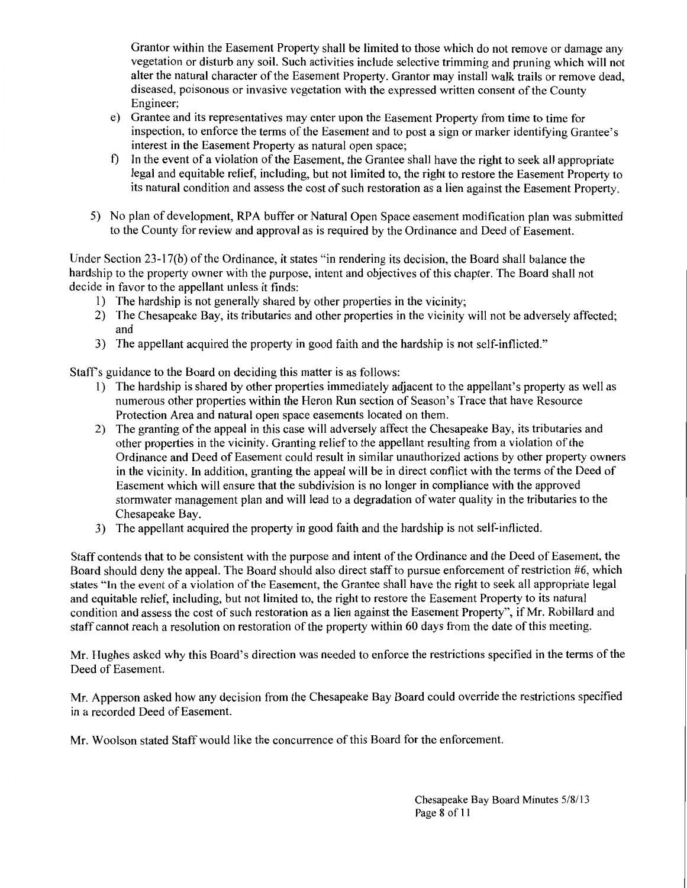Grantor within the Easement Property shall be limited to those which do not remove or damage any vegetation or disturb any soil. Such activities include selective trimming and pruning which will not alter the natural character of the Easement Property. Grantor may install walk trails or remove dead, diseased, poisonous or invasive vegetation with the expressed written consent of the County Engineer;

e) Grantee and its representatives may enter upon the Easement Property from time to time for inspection, to enforce the terms of the Easement and to post a sign or marker identifying Grantee's interest in the Easement Property as natural open space;

f) In the event of a violation of the Easement, the Grantee shall have the right to seek all appropriate legal and equitable relief, including, but not limited to, the right to restore the Easement Property to its natural condition and assess the cost of such restoration as a lien against the Easement Property.

5) No plan of development, RPA buffer or Natural Open Space easement modification plan was submitted to the County for review and approval as is required by the Ordinance and Deed of Easement.

Under Section 23-17(b) of the Ordinance, it states "in rendering its decision, the Board shall balance the hardship to the property owner with the purpose, intent and objectives of this chapter. The Board shall not decide in favor to the appellant unless it finds:

1) The hardship is not generally shared by other properties in the vicinity;
2) The Chesapeake Bay, its tributaries and other properties in the vicinity will not be adversely affected; and
3) The appellant acquired the property in good faith and the hardship is not self-inflicted."

Staff's guidance to the Board on deciding this matter is as follows:

1) The hardship is shared by other properties immediately adjacent to the appellant's property as well as numerous other properties within the Heron Run section of Season's Trace that have Resource Protection Area and natural open space easements located on them.
2) The granting of the appeal in this case will adversely affect the Chesapeake Bay, its tributaries and other properties in the vicinity. Granting relief to the appellant resulting from a violation of the Ordinance and Deed of Easement could result in similar unauthorized actions by other property owners in the vicinity. In addition, granting the appeal will be in direct conflict with the terms of the Deed of Easement which will ensure that the subdivision is no longer in compliance with the approved stormwater management plan and will lead to a degradation of water quality in the tributaries to the Chesapeake Bay.
3) The appellant acquired the property in good faith and the hardship is not self-inflicted.

Staff contends that to be consistent with the purpose and intent of the Ordinance and the Deed of Easement, the Board should deny the appeal. The Board should also direct staff to pursue enforcement of restriction #6, which states "In the event of a violation of the Easement, the Grantee shall have the right to seek all appropriate legal and equitable relief, including, but not limited to, the right to restore the Easement Property to its natural condition and assess the cost of such restoration as a lien against the Easement Property", if Mr. Robillard and staff cannot reach a resolution on restoration of the property within 60 days from the date of this meeting.

Mr. Hughes asked why this Board's direction was needed to enforce the restrictions specified in the terms of the Deed of Easement.

Mr. Apperson asked how any decision from the Chesapeake Bay Board could override the restrictions specified in a recorded Deed of Easement.

Mr. Woolson stated Staff would like the concurrence of this Board for the enforcement.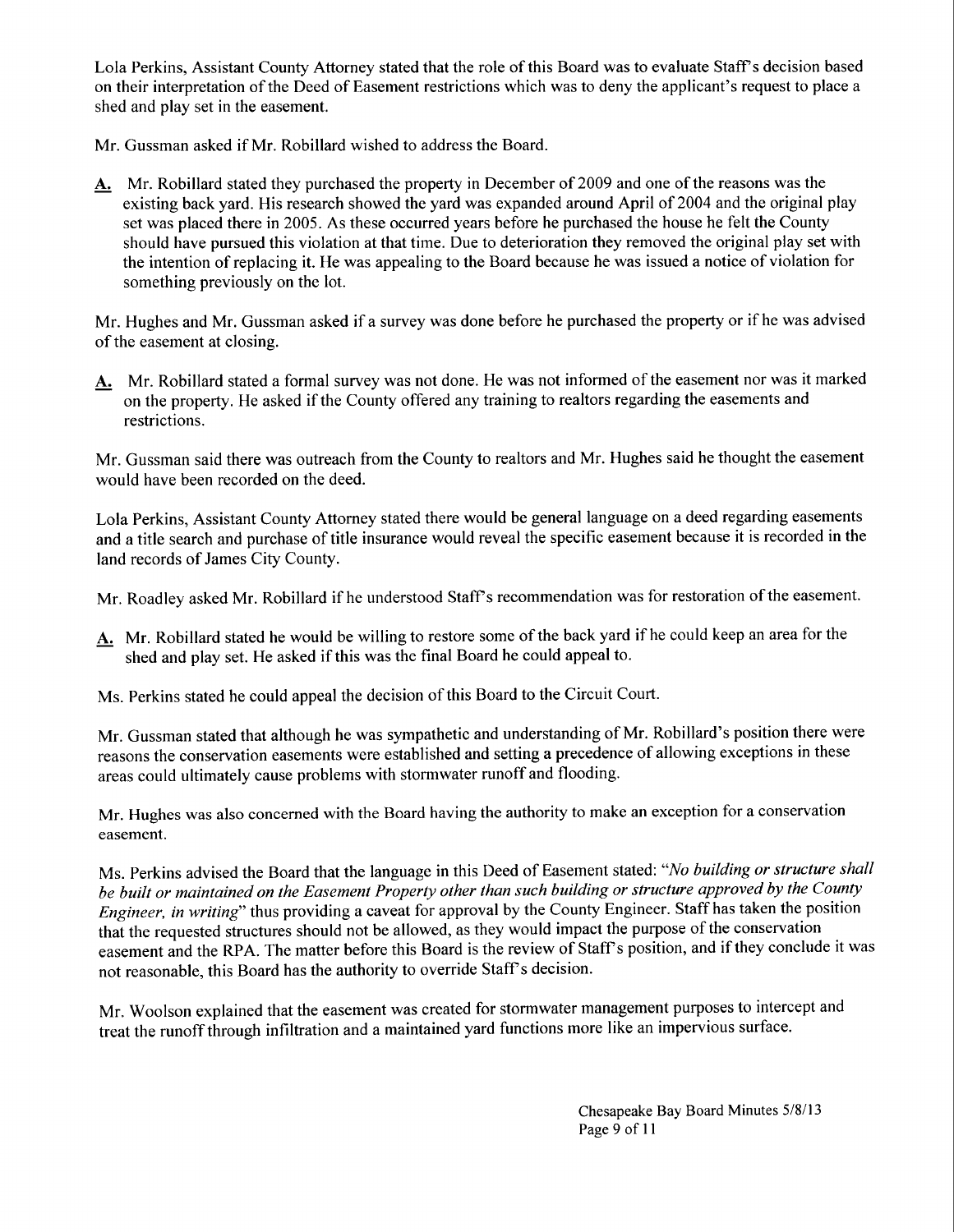Lola Perkins, Assistant County Attorney stated that the role of this Board was to evaluate Staff's decision based on their interpretation of the Deed of Easement restrictions which was to deny the applicant's request to place a shed and play set in the easement.

Mr. Gussman asked if Mr. Robillard wished to address the Board.

**A.** Mr. Robillard stated they purchased the property in December of 2009 and one of the reasons was the existing back yard. His research showed the yard was expanded around April of 2004 and the original play set was placed there in 2005. As these occurred years before he purchased the house he felt the County should have pursued this violation at that time. Due to deterioration they removed the original play set with the intention of replacing it. He was appealing to the Board because he was issued a notice of violation for something previously on the lot.

Mr. Hughes and Mr. Gussman asked if a survey was done before he purchased the property or if he was advised of the easement at closing.

**A.** Mr. Robillard stated a formal survey was not done. He was not informed of the easement nor was it marked on the property. He asked if the County offered any training to realtors regarding the easements and restrictions.

Mr. Gussman said there was outreach from the County to realtors and Mr. Hughes said he thought the easement would have been recorded on the deed.

Lola Perkins, Assistant County Attorney stated there would be general language on a deed regarding easements and a title search and purchase of title insurance would reveal the specific easement because it is recorded in the land records of James City County.

Mr. Roadley asked Mr. Robillard if he understood Staff's recommendation was for restoration of the easement.

**A.** Mr. Robillard stated he would be willing to restore some of the back yard if he could keep an area for the shed and play set. He asked if this was the final Board he could appeal to.

Ms. Perkins stated he could appeal the decision of this Board to the Circuit Court.

Mr. Gussman stated that although he was sympathetic and understanding of Mr. Robillard's position there were reasons the conservation easements were established and setting a precedence of allowing exceptions in these areas could ultimately cause problems with stormwater runoff and flooding.

Mr. Hughes was also concerned with the Board having the authority to make an exception for a conservation easement.

Ms. Perkins advised the Board that the language in this Deed of Easement stated: "*No building or structure shall be built or maintained on the Easement Property other than such building or structure approved by the County Engineer, in writing*" thus providing a caveat for approval by the County Engineer. Staff has taken the position that the requested structures should not be allowed, as they would impact the purpose of the conservation easement and the RPA. The matter before this Board is the review of Staff's position, and if they conclude it was not reasonable, this Board has the authority to override Staff's decision.

Mr. Woolson explained that the easement was created for stormwater management purposes to intercept and treat the runoff through infiltration and a maintained yard functions more like an impervious surface.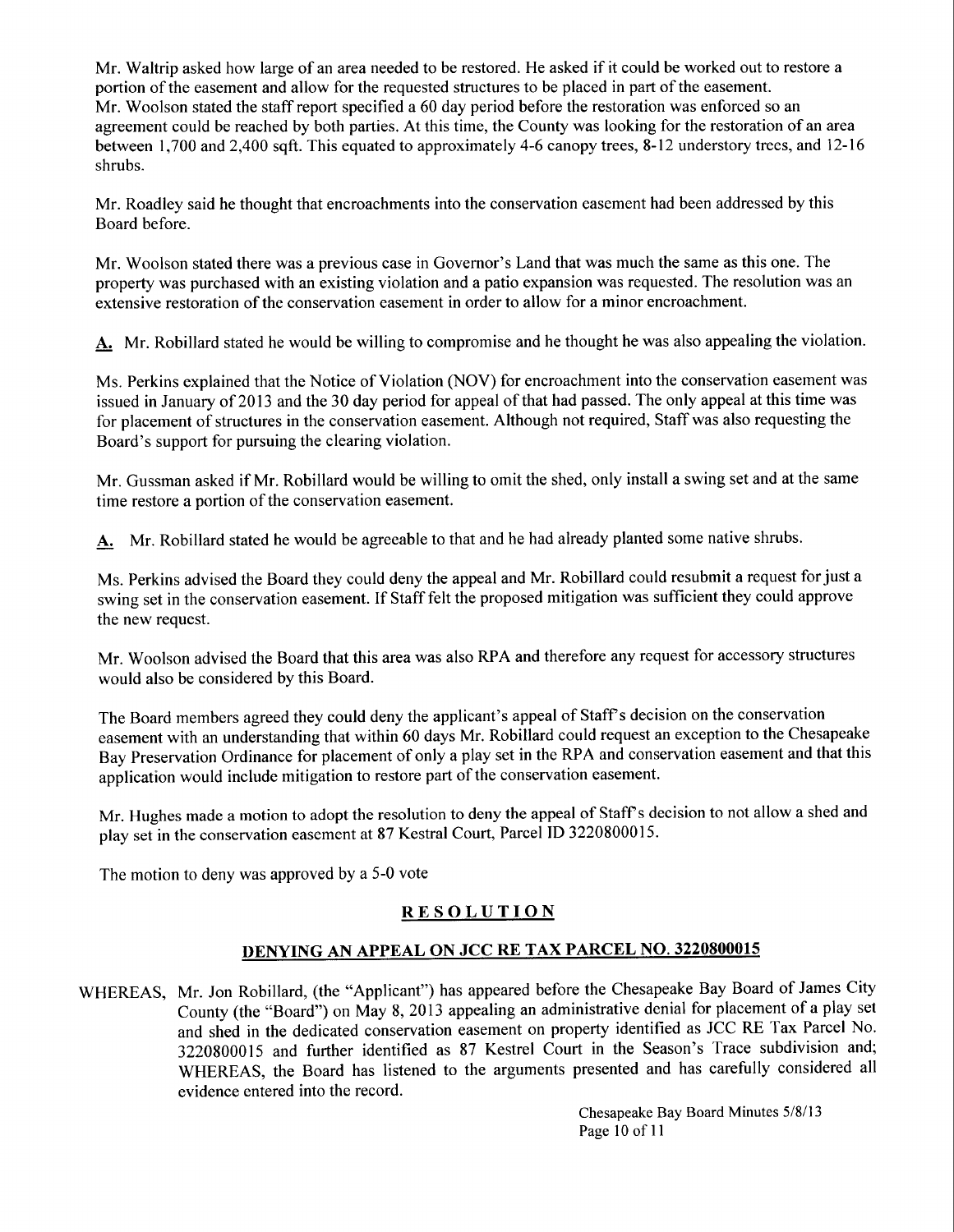Mr. Waltrip asked how large of an area needed to be restored. He asked if it could be worked out to restore a portion of the easement and allow for the requested structures to be placed in part of the easement.
Mr. Woolson stated the staff report specified a 60 day period before the restoration was enforced so an agreement could be reached by both parties. At this time, the County was looking for the restoration of an area between 1,700 and 2,400 sqft. This equated to approximately 4-6 canopy trees, 8-12 understory trees, and 12-16 shrubs.

Mr. Roadley said he thought that encroachments into the conservation easement had been addressed by this Board before.

Mr. Woolson stated there was a previous case in Governor's Land that was much the same as this one. The property was purchased with an existing violation and a patio expansion was requested. The resolution was an extensive restoration of the conservation easement in order to allow for a minor encroachment.

**A.** Mr. Robillard stated he would be willing to compromise and he thought he was also appealing the violation.

Ms. Perkins explained that the Notice of Violation (NOV) for encroachment into the conservation easement was issued in January of 2013 and the 30 day period for appeal of that had passed. The only appeal at this time was for placement of structures in the conservation easement. Although not required, Staff was also requesting the Board's support for pursuing the clearing violation.

Mr. Gussman asked if Mr. Robillard would be willing to omit the shed, only install a swing set and at the same time restore a portion of the conservation easement.

**A.** Mr. Robillard stated he would be agreeable to that and he had already planted some native shrubs.

Ms. Perkins advised the Board they could deny the appeal and Mr. Robillard could resubmit a request for just a swing set in the conservation easement. If Staff felt the proposed mitigation was sufficient they could approve the new request.

Mr. Woolson advised the Board that this area was also RPA and therefore any request for accessory structures would also be considered by this Board.

The Board members agreed they could deny the applicant's appeal of Staff's decision on the conservation easement with an understanding that within 60 days Mr. Robillard could request an exception to the Chesapeake Bay Preservation Ordinance for placement of only a play set in the RPA and conservation easement and that this application would include mitigation to restore part of the conservation easement.

Mr. Hughes made a motion to adopt the resolution to deny the appeal of Staff's decision to not allow a shed and play set in the conservation easement at 87 Kestral Court, Parcel ID 3220800015.

The motion to deny was approved by a 5-0 vote

## RESOLUTION

## DENYING AN APPEAL ON JCC RE TAX PARCEL NO. 3220800015

WHEREAS, Mr. Jon Robillard, (the "Applicant") has appeared before the Chesapeake Bay Board of James City County (the "Board") on May 8, 2013 appealing an administrative denial for placement of a play set and shed in the dedicated conservation easement on property identified as JCC RE Tax Parcel No. 3220800015 and further identified as 87 Kestrel Court in the Season's Trace subdivision and; WHEREAS, the Board has listened to the arguments presented and has carefully considered all evidence entered into the record.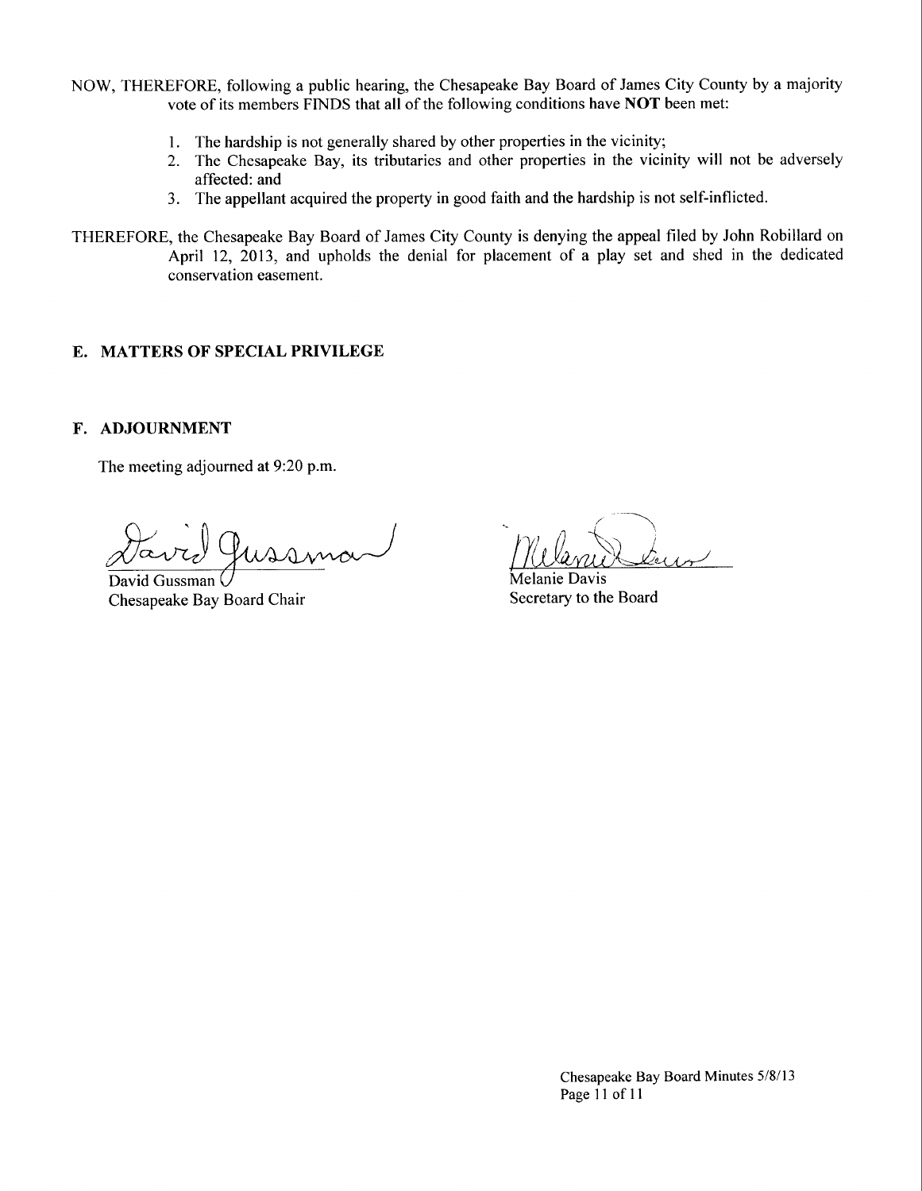NOW, THEREFORE, following a public hearing, the Chesapeake Bay Board of James City County by a majority vote of its members FINDS that all of the following conditions have **NOT** been met:

1. The hardship is not generally shared by other properties in the vicinity;
2. The Chesapeake Bay, its tributaries and other properties in the vicinity will not be adversely affected: and
3. The appellant acquired the property in good faith and the hardship is not self-inflicted.

THEREFORE, the Chesapeake Bay Board of James City County is denying the appeal filed by John Robillard on April 12, 2013, and upholds the denial for placement of a play set and shed in the dedicated conservation easement.

## E. MATTERS OF SPECIAL PRIVILEGE

## F. ADJOURNMENT

The meeting adjourned at 9:20 p.m.

David Gussman
Chesapeake Bay Board Chair

Melanie Davis
Secretary to the Board